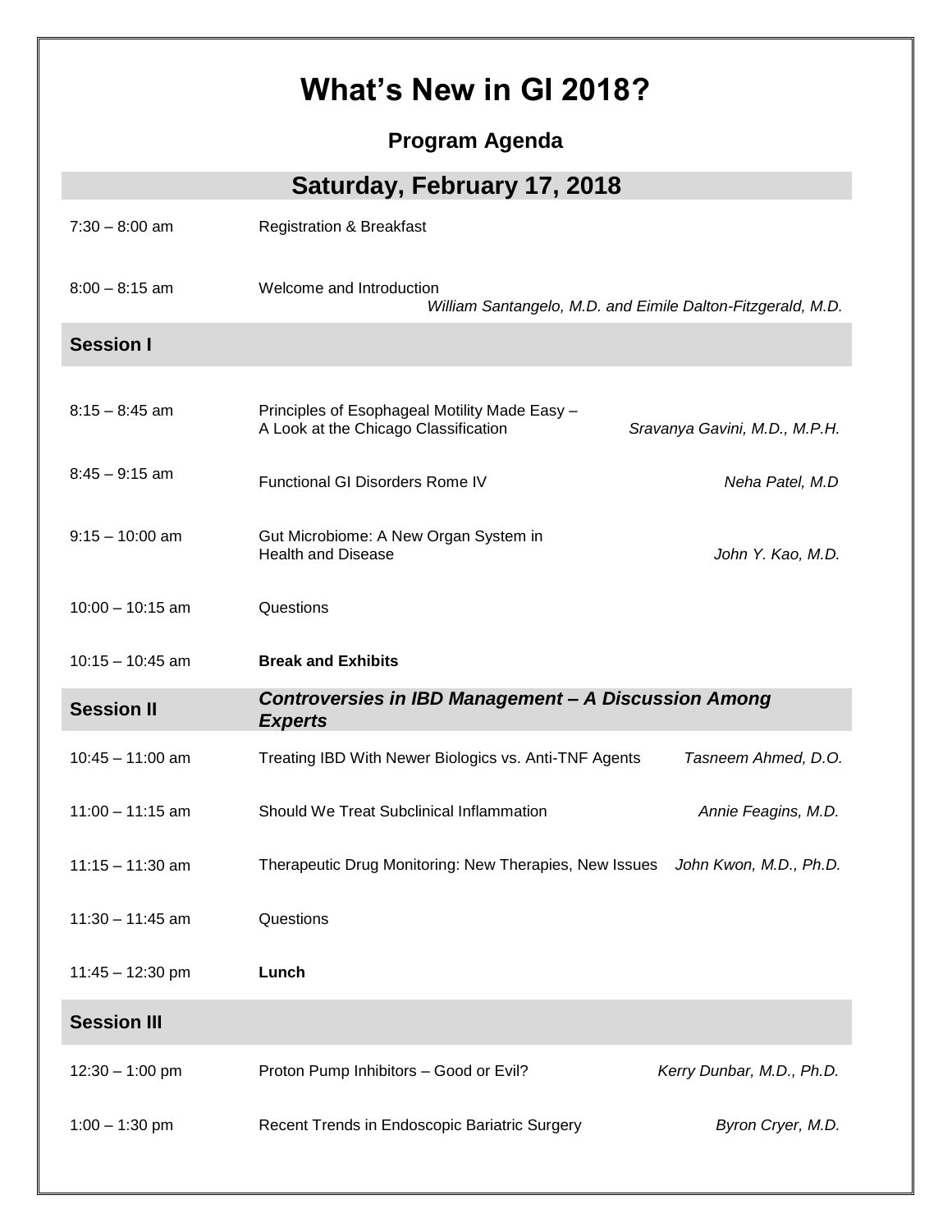# What's New in GI 2018?

## Program Agenda

### Saturday, February 17, 2018

| Time | Program | Speaker |
|---|---|---|
| 7:30 – 8:00 am | Registration & Breakfast | |
| 8:00 – 8:15 am | Welcome and Introduction | *William Santangelo, M.D. and Eimile Dalton-Fitzgerald, M.D.* |
| **Session I** | | |
| 8:15 – 8:45 am | Principles of Esophageal Motility Made Easy – A Look at the Chicago Classification | *Sravanya Gavini, M.D., M.P.H.* |
| 8:45 – 9:15 am | Functional GI Disorders Rome IV | *Neha Patel, M.D* |
| 9:15 – 10:00 am | Gut Microbiome: A New Organ System in Health and Disease | *John Y. Kao, M.D.* |
| 10:00 – 10:15 am | Questions | |
| 10:15 – 10:45 am | **Break and Exhibits** | |
| **Session II** | ***Controversies in IBD Management – A Discussion Among Experts*** | |
| 10:45 – 11:00 am | Treating IBD With Newer Biologics vs. Anti-TNF Agents | *Tasneem Ahmed, D.O.* |
| 11:00 – 11:15 am | Should We Treat Subclinical Inflammation | *Annie Feagins, M.D.* |
| 11:15 – 11:30 am | Therapeutic Drug Monitoring: New Therapies, New Issues | *John Kwon, M.D., Ph.D.* |
| 11:30 – 11:45 am | Questions | |
| 11:45 – 12:30 pm | **Lunch** | |
| **Session III** | | |
| 12:30 – 1:00 pm | Proton Pump Inhibitors – Good or Evil? | *Kerry Dunbar, M.D., Ph.D.* |
| 1:00 – 1:30 pm | Recent Trends in Endoscopic Bariatric Surgery | *Byron Cryer, M.D.* |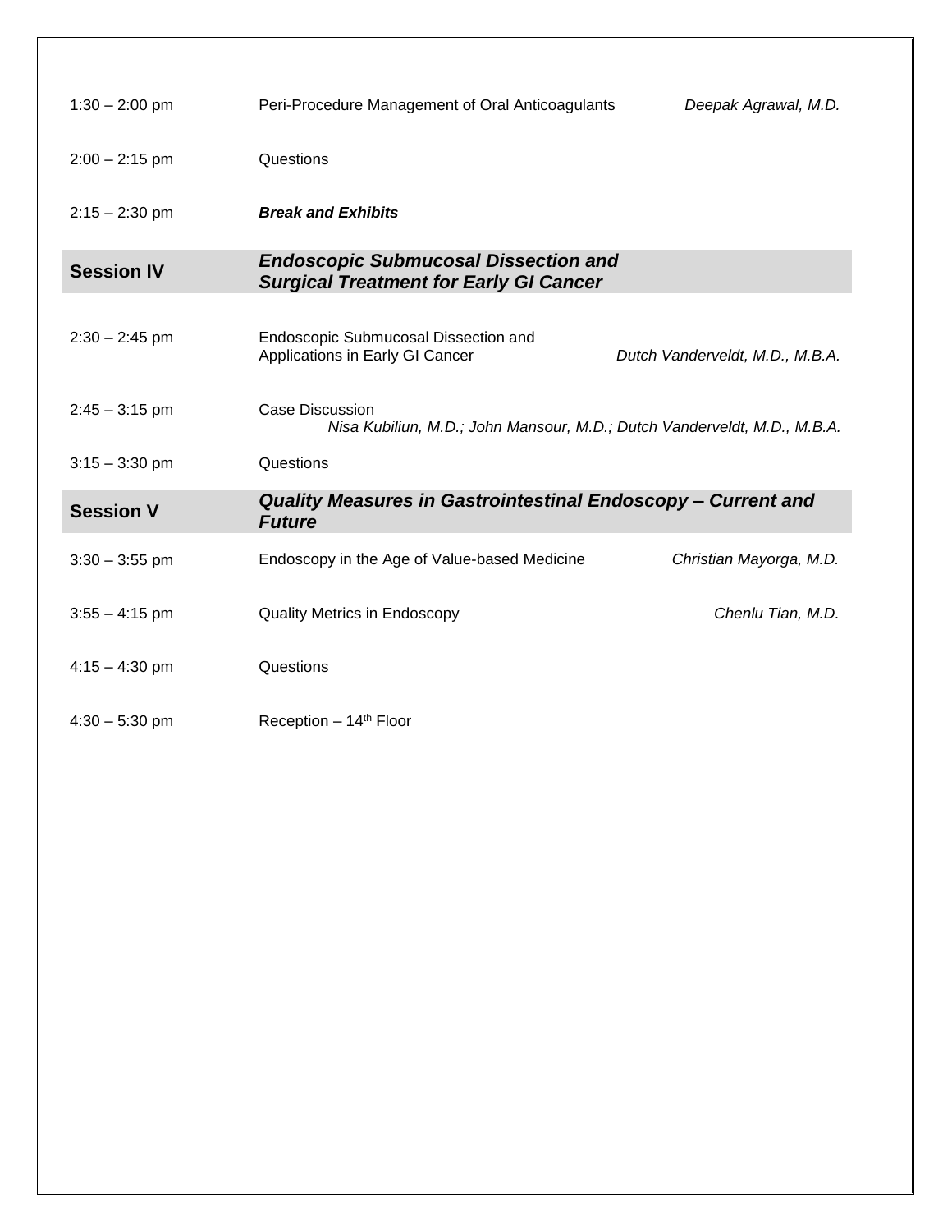| | | |
|---|---|---|
| 1:30 – 2:00 pm | Peri-Procedure Management of Oral Anticoagulants | *Deepak Agrawal, M.D.* |
| 2:00 – 2:15 pm | Questions | |
| 2:15 – 2:30 pm | ***Break and Exhibits*** | |

## Session IV — *Endoscopic Submucosal Dissection and Surgical Treatment for Early GI Cancer*

| | | |
|---|---|---|
| 2:30 – 2:45 pm | Endoscopic Submucosal Dissection and Applications in Early GI Cancer | *Dutch Vanderveldt, M.D., M.B.A.* |
| 2:45 – 3:15 pm | Case Discussion | *Nisa Kubiliun, M.D.; John Mansour, M.D.; Dutch Vanderveldt, M.D., M.B.A.* |
| 3:15 – 3:30 pm | Questions | |

## Session V — *Quality Measures in Gastrointestinal Endoscopy – Current and Future*

| | | |
|---|---|---|
| 3:30 – 3:55 pm | Endoscopy in the Age of Value-based Medicine | *Christian Mayorga, M.D.* |
| 3:55 – 4:15 pm | Quality Metrics in Endoscopy | *Chenlu Tian, M.D.* |
| 4:15 – 4:30 pm | Questions | |
| 4:30 – 5:30 pm | Reception – 14th Floor | |